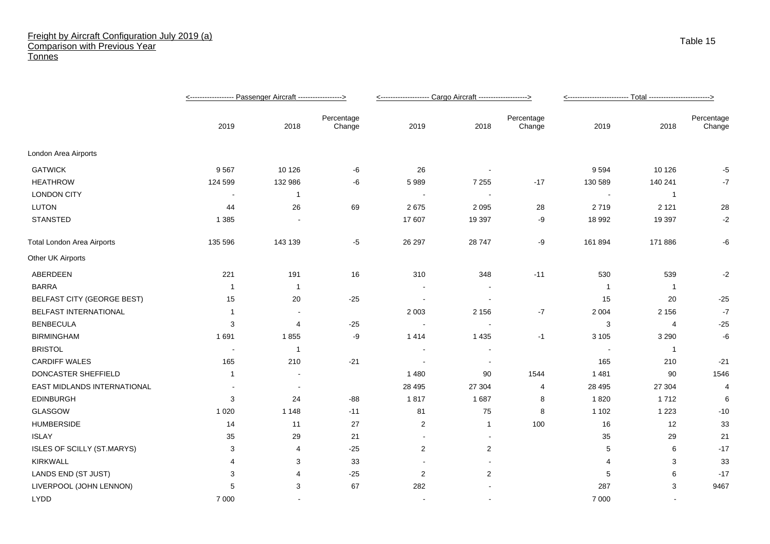# Freight by Aircraft Configuration July 2019 (a)
## Comparison with Previous Year
### Tonnes

Table 15

| | Passenger Aircraft | | | Cargo Aircraft | | | Total | | |
|---|---|---|---|---|---|---|---|---|---|
| | 2019 | 2018 | Percentage Change | 2019 | 2018 | Percentage Change | 2019 | 2018 | Percentage Change |
| London Area Airports | | | | | | | | | |
| GATWICK | 9 567 | 10 126 | -6 | 26 | - | | 9 594 | 10 126 | -5 |
| HEATHROW | 124 599 | 132 986 | -6 | 5 989 | 7 255 | -17 | 130 589 | 140 241 | -7 |
| LONDON CITY | - | 1 | | - | - | | - | 1 | |
| LUTON | 44 | 26 | 69 | 2 675 | 2 095 | 28 | 2 719 | 2 121 | 28 |
| STANSTED | 1 385 | - | | 17 607 | 19 397 | -9 | 18 992 | 19 397 | -2 |
| Total London Area Airports | 135 596 | 143 139 | -5 | 26 297 | 28 747 | -9 | 161 894 | 171 886 | -6 |
| Other UK Airports | | | | | | | | | |
| ABERDEEN | 221 | 191 | 16 | 310 | 348 | -11 | 530 | 539 | -2 |
| BARRA | 1 | 1 | | - | - | | 1 | 1 | |
| BELFAST CITY (GEORGE BEST) | 15 | 20 | -25 | - | - | | 15 | 20 | -25 |
| BELFAST INTERNATIONAL | 1 | - | | 2 003 | 2 156 | -7 | 2 004 | 2 156 | -7 |
| BENBECULA | 3 | 4 | -25 | - | - | | 3 | 4 | -25 |
| BIRMINGHAM | 1 691 | 1 855 | -9 | 1 414 | 1 435 | -1 | 3 105 | 3 290 | -6 |
| BRISTOL | - | 1 | | - | - | | - | 1 | |
| CARDIFF WALES | 165 | 210 | -21 | - | - | | 165 | 210 | -21 |
| DONCASTER SHEFFIELD | 1 | - | | 1 480 | 90 | 1544 | 1 481 | 90 | 1546 |
| EAST MIDLANDS INTERNATIONAL | - | - | | 28 495 | 27 304 | 4 | 28 495 | 27 304 | 4 |
| EDINBURGH | 3 | 24 | -88 | 1 817 | 1 687 | 8 | 1 820 | 1 712 | 6 |
| GLASGOW | 1 020 | 1 148 | -11 | 81 | 75 | 8 | 1 102 | 1 223 | -10 |
| HUMBERSIDE | 14 | 11 | 27 | 2 | 1 | 100 | 16 | 12 | 33 |
| ISLAY | 35 | 29 | 21 | - | - | | 35 | 29 | 21 |
| ISLES OF SCILLY (ST.MARYS) | 3 | 4 | -25 | 2 | 2 | | 5 | 6 | -17 |
| KIRKWALL | 4 | 3 | 33 | - | - | | 4 | 3 | 33 |
| LANDS END (ST JUST) | 3 | 4 | -25 | 2 | 2 | | 5 | 6 | -17 |
| LIVERPOOL (JOHN LENNON) | 5 | 3 | 67 | 282 | - | | 287 | 3 | 9467 |
| LYDD | 7 000 | - | | - | - | | 7 000 | - | |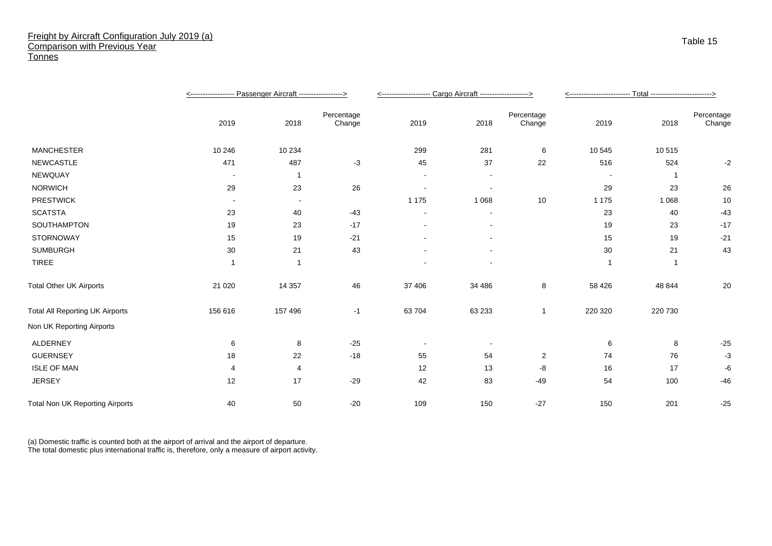Freight by Aircraft Configuration July 2019 (a)
Comparison with Previous Year
Tonnes

Table 15

| | Passenger Aircraft | | | Cargo Aircraft | | | Total | | |
|---|---|---|---|---|---|---|---|---|---|
| | 2019 | 2018 | Percentage Change | 2019 | 2018 | Percentage Change | 2019 | 2018 | Percentage Change |
| MANCHESTER | 10 246 | 10 234 | | 299 | 281 | 6 | 10 545 | 10 515 | |
| NEWCASTLE | 471 | 487 | -3 | 45 | 37 | 22 | 516 | 524 | -2 |
| NEWQUAY | - | 1 | | - | - | | - | 1 | |
| NORWICH | 29 | 23 | 26 | - | - | | 29 | 23 | 26 |
| PRESTWICK | - | - | | 1 175 | 1 068 | 10 | 1 175 | 1 068 | 10 |
| SCATSTA | 23 | 40 | -43 | - | - | | 23 | 40 | -43 |
| SOUTHAMPTON | 19 | 23 | -17 | - | - | | 19 | 23 | -17 |
| STORNOWAY | 15 | 19 | -21 | - | - | | 15 | 19 | -21 |
| SUMBURGH | 30 | 21 | 43 | - | - | | 30 | 21 | 43 |
| TIREE | 1 | 1 | | - | - | | 1 | 1 | |
| Total Other UK Airports | 21 020 | 14 357 | 46 | 37 406 | 34 486 | 8 | 58 426 | 48 844 | 20 |
| Total All Reporting UK Airports | 156 616 | 157 496 | -1 | 63 704 | 63 233 | 1 | 220 320 | 220 730 | |
| Non UK Reporting Airports | | | | | | | | | |
| ALDERNEY | 6 | 8 | -25 | - | - | | 6 | 8 | -25 |
| GUERNSEY | 18 | 22 | -18 | 55 | 54 | 2 | 74 | 76 | -3 |
| ISLE OF MAN | 4 | 4 | | 12 | 13 | -8 | 16 | 17 | -6 |
| JERSEY | 12 | 17 | -29 | 42 | 83 | -49 | 54 | 100 | -46 |
| Total Non UK Reporting Airports | 40 | 50 | -20 | 109 | 150 | -27 | 150 | 201 | -25 |

(a) Domestic traffic is counted both at the airport of arrival and the airport of departure.
The total domestic plus international traffic is, therefore, only a measure of airport activity.